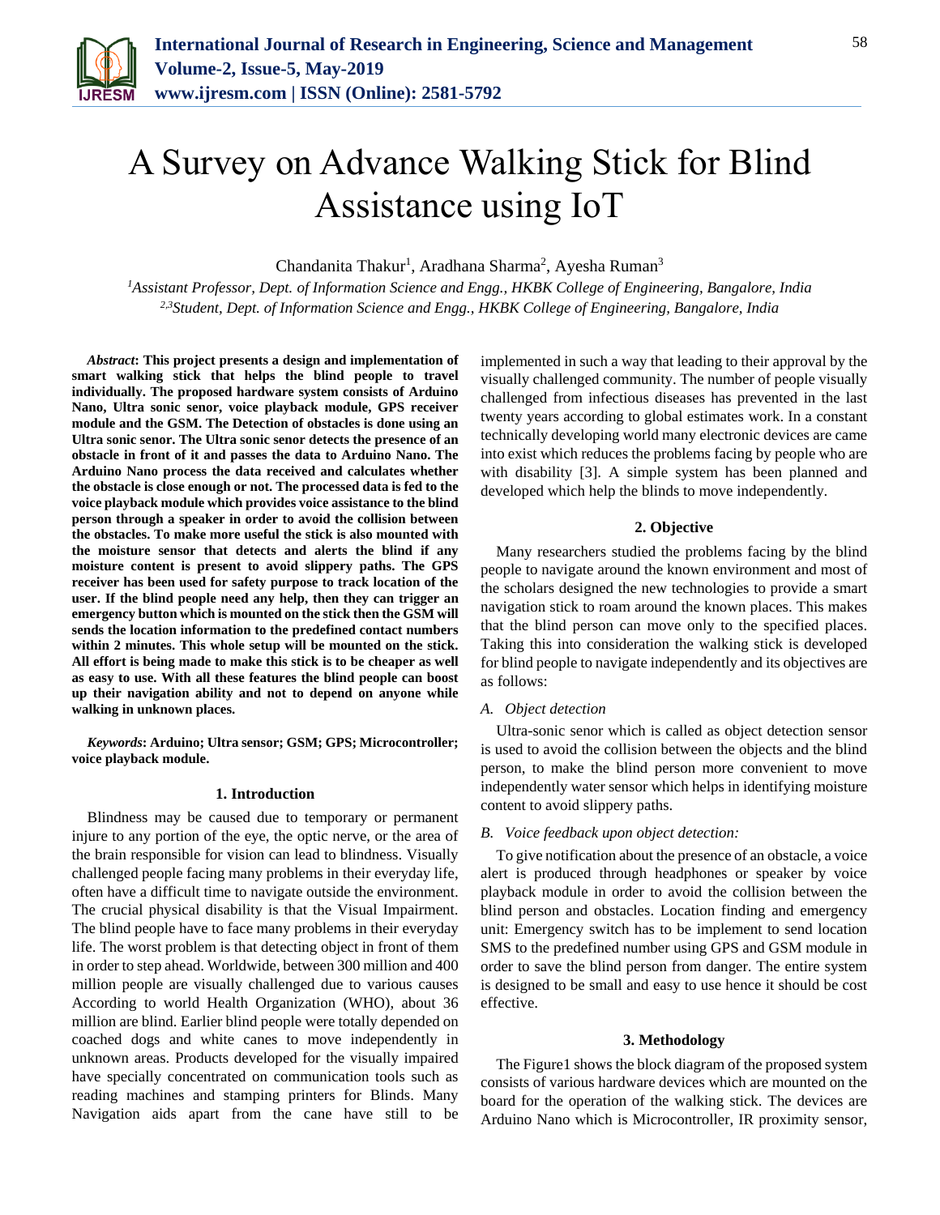# A Survey on Advance Walking Stick for Blind Assistance using IoT

Chandanita Thakur[1], Aradhana Sharma[2], Ayesha Ruman[3]

[1]*Assistant Professor, Dept. of Information Science and Engg., HKBK College of Engineering, Bangalore, India*
[2,3]*Student, Dept. of Information Science and Engg., HKBK College of Engineering, Bangalore, India*

***Abstract*: This project presents a design and implementation of smart walking stick that helps the blind people to travel individually. The proposed hardware system consists of Arduino Nano, Ultra sonic senor, voice playback module, GPS receiver module and the GSM. The Detection of obstacles is done using an Ultra sonic senor. The Ultra sonic senor detects the presence of an obstacle in front of it and passes the data to Arduino Nano. The Arduino Nano process the data received and calculates whether the obstacle is close enough or not. The processed data is fed to the voice playback module which provides voice assistance to the blind person through a speaker in order to avoid the collision between the obstacles. To make more useful the stick is also mounted with the moisture sensor that detects and alerts the blind if any moisture content is present to avoid slippery paths. The GPS receiver has been used for safety purpose to track location of the user. If the blind people need any help, then they can trigger an emergency button which is mounted on the stick then the GSM will sends the location information to the predefined contact numbers within 2 minutes. This whole setup will be mounted on the stick. All effort is being made to make this stick is to be cheaper as well as easy to use. With all these features the blind people can boost up their navigation ability and not to depend on anyone while walking in unknown places.**

***Keywords*: Arduino; Ultra sensor; GSM; GPS; Microcontroller; voice playback module.**

## 1. Introduction

Blindness may be caused due to temporary or permanent injure to any portion of the eye, the optic nerve, or the area of the brain responsible for vision can lead to blindness. Visually challenged people facing many problems in their everyday life, often have a difficult time to navigate outside the environment. The crucial physical disability is that the Visual Impairment. The blind people have to face many problems in their everyday life. The worst problem is that detecting object in front of them in order to step ahead. Worldwide, between 300 million and 400 million people are visually challenged due to various causes According to world Health Organization (WHO), about 36 million are blind. Earlier blind people were totally depended on coached dogs and white canes to move independently in unknown areas. Products developed for the visually impaired have specially concentrated on communication tools such as reading machines and stamping printers for Blinds. Many Navigation aids apart from the cane have still to be implemented in such a way that leading to their approval by the visually challenged community. The number of people visually challenged from infectious diseases has prevented in the last twenty years according to global estimates work. In a constant technically developing world many electronic devices are came into exist which reduces the problems facing by people who are with disability [3]. A simple system has been planned and developed which help the blinds to move independently.

## 2. Objective

Many researchers studied the problems facing by the blind people to navigate around the known environment and most of the scholars designed the new technologies to provide a smart navigation stick to roam around the known places. This makes that the blind person can move only to the specified places. Taking this into consideration the walking stick is developed for blind people to navigate independently and its objectives are as follows:

### *A. Object detection*

Ultra-sonic senor which is called as object detection sensor is used to avoid the collision between the objects and the blind person, to make the blind person more convenient to move independently water sensor which helps in identifying moisture content to avoid slippery paths.

### *B. Voice feedback upon object detection:*

To give notification about the presence of an obstacle, a voice alert is produced through headphones or speaker by voice playback module in order to avoid the collision between the blind person and obstacles. Location finding and emergency unit: Emergency switch has to be implement to send location SMS to the predefined number using GPS and GSM module in order to save the blind person from danger. The entire system is designed to be small and easy to use hence it should be cost effective.

## 3. Methodology

The Figure1 shows the block diagram of the proposed system consists of various hardware devices which are mounted on the board for the operation of the walking stick. The devices are Arduino Nano which is Microcontroller, IR proximity sensor,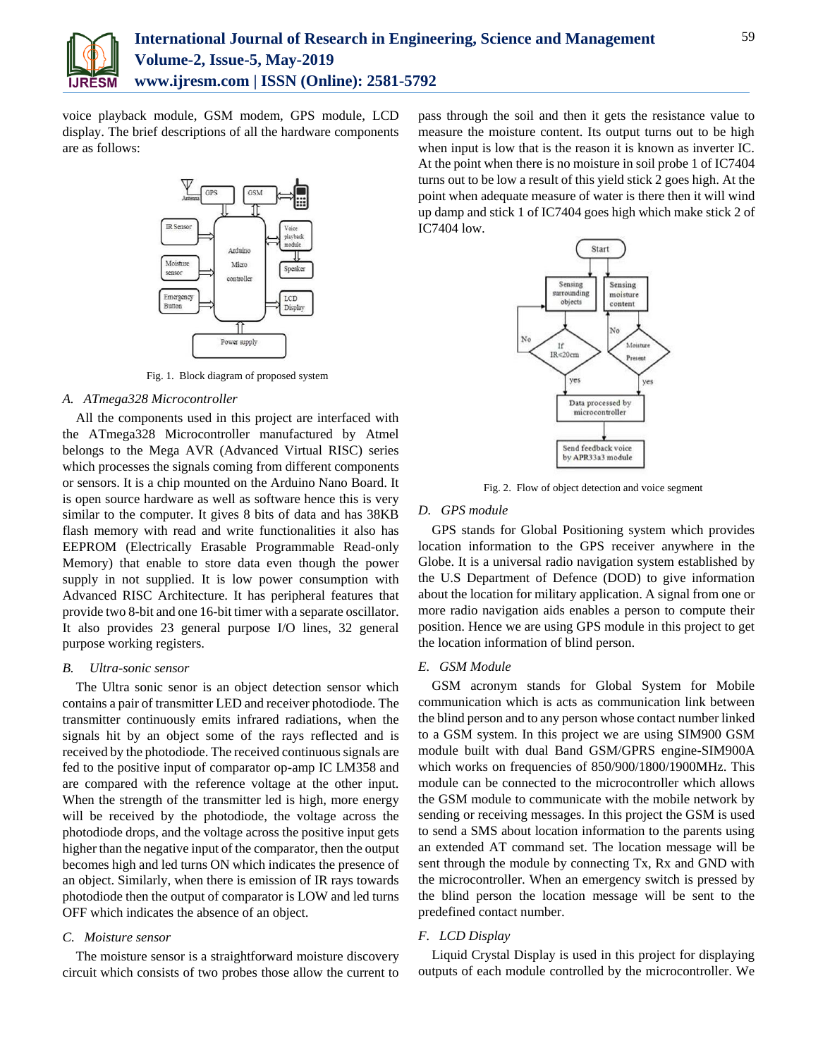voice playback module, GSM modem, GPS module, LCD display. The brief descriptions of all the hardware components are as follows:

Fig. 1. Block diagram of proposed system

### A. ATmega328 Microcontroller

All the components used in this project are interfaced with the ATmega328 Microcontroller manufactured by Atmel belongs to the Mega AVR (Advanced Virtual RISC) series which processes the signals coming from different components or sensors. It is a chip mounted on the Arduino Nano Board. It is open source hardware as well as software hence this is very similar to the computer. It gives 8 bits of data and has 38KB flash memory with read and write functionalities it also has EEPROM (Electrically Erasable Programmable Read-only Memory) that enable to store data even though the power supply in not supplied. It is low power consumption with Advanced RISC Architecture. It has peripheral features that provide two 8-bit and one 16-bit timer with a separate oscillator. It also provides 23 general purpose I/O lines, 32 general purpose working registers.

### B. Ultra-sonic sensor

The Ultra sonic senor is an object detection sensor which contains a pair of transmitter LED and receiver photodiode. The transmitter continuously emits infrared radiations, when the signals hit by an object some of the rays reflected and is received by the photodiode. The received continuous signals are fed to the positive input of comparator op-amp IC LM358 and are compared with the reference voltage at the other input. When the strength of the transmitter led is high, more energy will be received by the photodiode, the voltage across the photodiode drops, and the voltage across the positive input gets higher than the negative input of the comparator, then the output becomes high and led turns ON which indicates the presence of an object. Similarly, when there is emission of IR rays towards photodiode then the output of comparator is LOW and led turns OFF which indicates the absence of an object.

### C. Moisture sensor

The moisture sensor is a straightforward moisture discovery circuit which consists of two probes those allow the current to pass through the soil and then it gets the resistance value to measure the moisture content. Its output turns out to be high when input is low that is the reason it is known as inverter IC. At the point when there is no moisture in soil probe 1 of IC7404 turns out to be low a result of this yield stick 2 goes high. At the point when adequate measure of water is there then it will wind up damp and stick 1 of IC7404 goes high which make stick 2 of IC7404 low.

Fig. 2. Flow of object detection and voice segment

### D. GPS module

GPS stands for Global Positioning system which provides location information to the GPS receiver anywhere in the Globe. It is a universal radio navigation system established by the U.S Department of Defence (DOD) to give information about the location for military application. A signal from one or more radio navigation aids enables a person to compute their position. Hence we are using GPS module in this project to get the location information of blind person.

### E. GSM Module

GSM acronym stands for Global System for Mobile communication which is acts as communication link between the blind person and to any person whose contact number linked to a GSM system. In this project we are using SIM900 GSM module built with dual Band GSM/GPRS engine-SIM900A which works on frequencies of 850/900/1800/1900MHz. This module can be connected to the microcontroller which allows the GSM module to communicate with the mobile network by sending or receiving messages. In this project the GSM is used to send a SMS about location information to the parents using an extended AT command set. The location message will be sent through the module by connecting Tx, Rx and GND with the microcontroller. When an emergency switch is pressed by the blind person the location message will be sent to the predefined contact number.

### F. LCD Display

Liquid Crystal Display is used in this project for displaying outputs of each module controlled by the microcontroller. We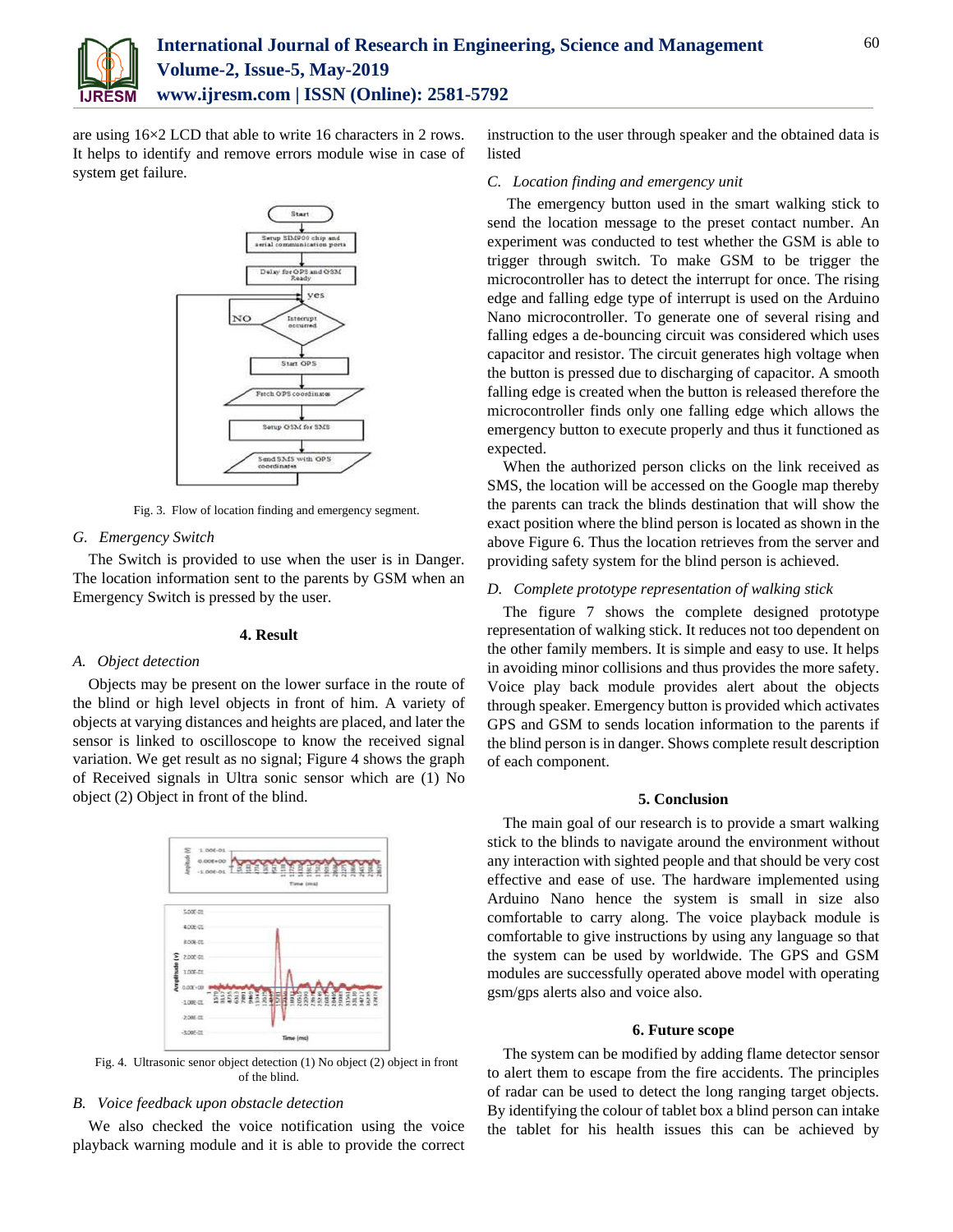are using 16×2 LCD that able to write 16 characters in 2 rows. It helps to identify and remove errors module wise in case of system get failure.

Fig. 3. Flow of location finding and emergency segment.

### G. *Emergency Switch*

The Switch is provided to use when the user is in Danger. The location information sent to the parents by GSM when an Emergency Switch is pressed by the user.

## 4. Result

### A. *Object detection*

Objects may be present on the lower surface in the route of the blind or high level objects in front of him. A variety of objects at varying distances and heights are placed, and later the sensor is linked to oscilloscope to know the received signal variation. We get result as no signal; Figure 4 shows the graph of Received signals in Ultra sonic sensor which are (1) No object (2) Object in front of the blind.

Fig. 4. Ultrasonic senor object detection (1) No object (2) object in front of the blind.

### B. *Voice feedback upon obstacle detection*

We also checked the voice notification using the voice playback warning module and it is able to provide the correct instruction to the user through speaker and the obtained data is listed

### C. *Location finding and emergency unit*

The emergency button used in the smart walking stick to send the location message to the preset contact number. An experiment was conducted to test whether the GSM is able to trigger through switch. To make GSM to be trigger the microcontroller has to detect the interrupt for once. The rising edge and falling edge type of interrupt is used on the Arduino Nano microcontroller. To generate one of several rising and falling edges a de-bouncing circuit was considered which uses capacitor and resistor. The circuit generates high voltage when the button is pressed due to discharging of capacitor. A smooth falling edge is created when the button is released therefore the microcontroller finds only one falling edge which allows the emergency button to execute properly and thus it functioned as expected.

When the authorized person clicks on the link received as SMS, the location will be accessed on the Google map thereby the parents can track the blinds destination that will show the exact position where the blind person is located as shown in the above Figure 6. Thus the location retrieves from the server and providing safety system for the blind person is achieved.

### D. *Complete prototype representation of walking stick*

The figure 7 shows the complete designed prototype representation of walking stick. It reduces not too dependent on the other family members. It is simple and easy to use. It helps in avoiding minor collisions and thus provides the more safety. Voice play back module provides alert about the objects through speaker. Emergency button is provided which activates GPS and GSM to sends location information to the parents if the blind person is in danger. Shows complete result description of each component.

## 5. Conclusion

The main goal of our research is to provide a smart walking stick to the blinds to navigate around the environment without any interaction with sighted people and that should be very cost effective and ease of use. The hardware implemented using Arduino Nano hence the system is small in size also comfortable to carry along. The voice playback module is comfortable to give instructions by using any language so that the system can be used by worldwide. The GPS and GSM modules are successfully operated above model with operating gsm/gps alerts also and voice also.

## 6. Future scope

The system can be modified by adding flame detector sensor to alert them to escape from the fire accidents. The principles of radar can be used to detect the long ranging target objects. By identifying the colour of tablet box a blind person can intake the tablet for his health issues this can be achieved by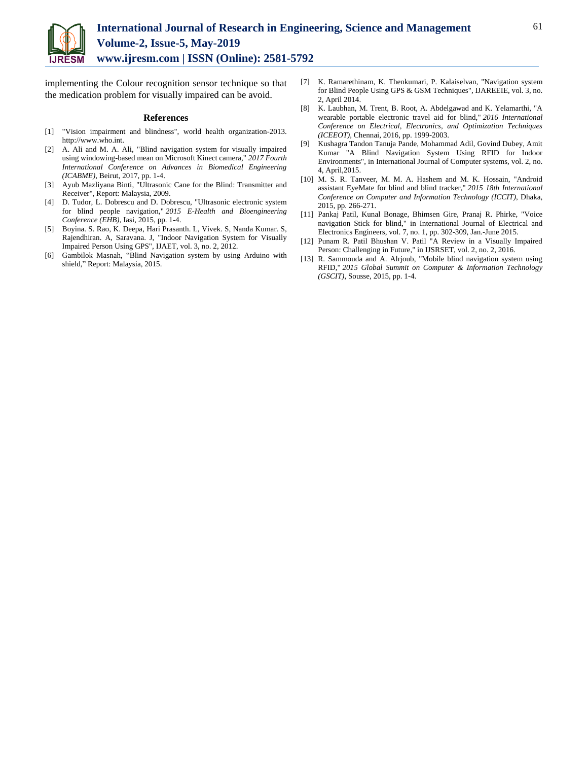implementing the Colour recognition sensor technique so that the medication problem for visually impaired can be avoid.

## References

[1] "Vision impairment and blindness", world health organization-2013. http://www.who.int.

[2] A. Ali and M. A. Ali, "Blind navigation system for visually impaired using windowing-based mean on Microsoft Kinect camera," *2017 Fourth International Conference on Advances in Biomedical Engineering (ICABME)*, Beirut, 2017, pp. 1-4.

[3] Ayub Mazliyana Binti, "Ultrasonic Cane for the Blind: Transmitter and Receiver", Report: Malaysia, 2009.

[4] D. Tudor, L. Dobrescu and D. Dobrescu, "Ultrasonic electronic system for blind people navigation," *2015 E-Health and Bioengineering Conference (EHB)*, Iasi, 2015, pp. 1-4.

[5] Boyina. S. Rao, K. Deepa, Hari Prasanth. L, Vivek. S, Nanda Kumar. S, Rajendhiran. A, Saravana. J, "Indoor Navigation System for Visually Impaired Person Using GPS", IJAET, vol. 3, no. 2, 2012.

[6] Gambilok Masnah, "Blind Navigation system by using Arduino with shield," Report: Malaysia, 2015.

[7] K. Ramarethinam, K. Thenkumari, P. Kalaiselvan, "Navigation system for Blind People Using GPS & GSM Techniques", IJAREEIE, vol. 3, no. 2, April 2014.

[8] K. Laubhan, M. Trent, B. Root, A. Abdelgawad and K. Yelamarthi, "A wearable portable electronic travel aid for blind," *2016 International Conference on Electrical, Electronics, and Optimization Techniques (ICEEOT)*, Chennai, 2016, pp. 1999-2003.

[9] Kushagra Tandon Tanuja Pande, Mohammad Adil, Govind Dubey, Amit Kumar "A Blind Navigation System Using RFID for Indoor Environments", in International Journal of Computer systems, vol. 2, no. 4, April,2015.

[10] M. S. R. Tanveer, M. M. A. Hashem and M. K. Hossain, "Android assistant EyeMate for blind and blind tracker," *2015 18th International Conference on Computer and Information Technology (ICCIT)*, Dhaka, 2015, pp. 266-271.

[11] Pankaj Patil, Kunal Bonage, Bhimsen Gire, Pranaj R. Phirke, "Voice navigation Stick for blind," in International Journal of Electrical and Electronics Engineers, vol. 7, no. 1, pp. 302-309, Jan.-June 2015.

[12] Punam R. Patil Bhushan V. Patil "A Review in a Visually Impaired Person: Challenging in Future," in IJSRSET, vol. 2, no. 2, 2016.

[13] R. Sammouda and A. Alrjoub, "Mobile blind navigation system using RFID," *2015 Global Summit on Computer & Information Technology (GSCIT)*, Sousse, 2015, pp. 1-4.